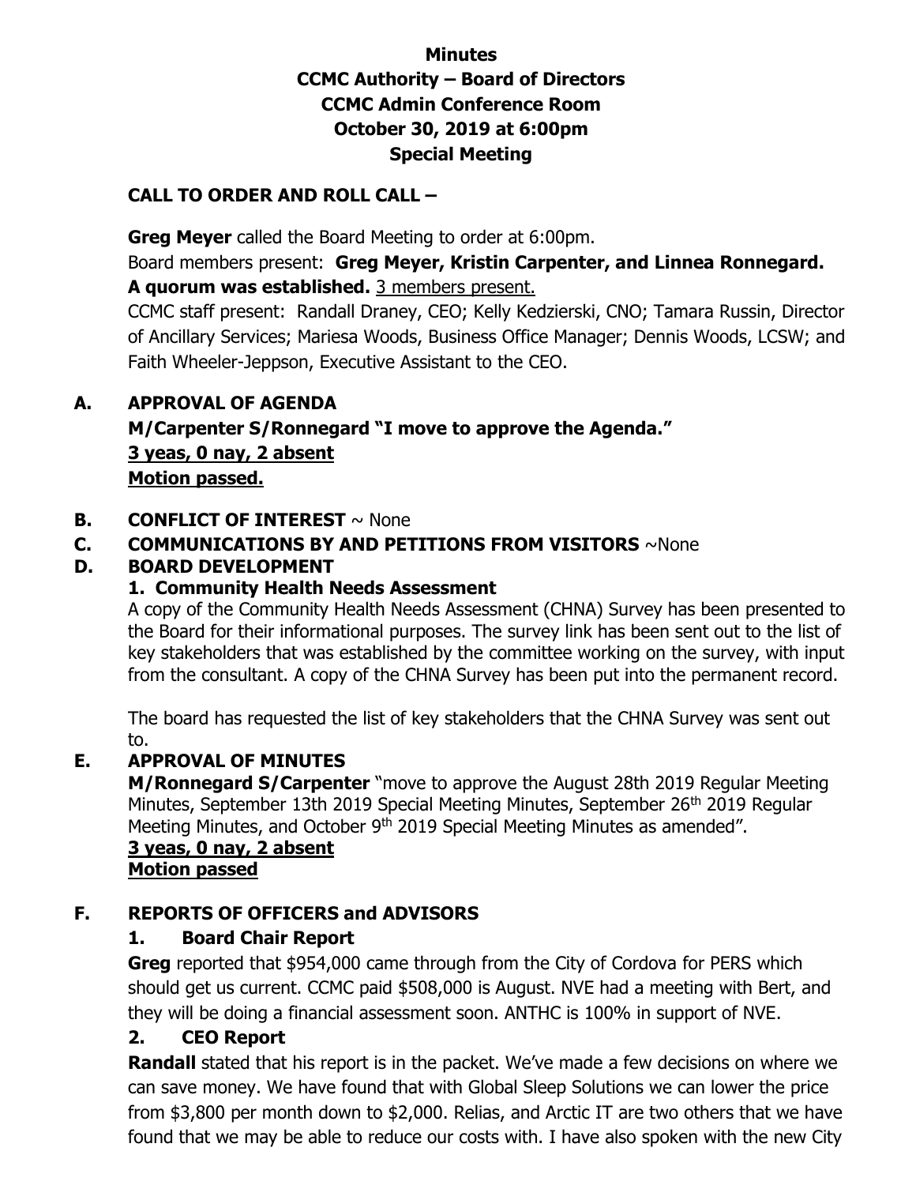**Minutes**
**CCMC Authority – Board of Directors**
**CCMC Admin Conference Room**
**October 30, 2019 at 6:00pm**
**Special Meeting**

## CALL TO ORDER AND ROLL CALL –

**Greg Meyer** called the Board Meeting to order at 6:00pm.

Board members present: **Greg Meyer, Kristin Carpenter, and Linnea Ronnegard.**

**A quorum was established.** 3 members present.

CCMC staff present: Randall Draney, CEO; Kelly Kedzierski, CNO; Tamara Russin, Director of Ancillary Services; Mariesa Woods, Business Office Manager; Dennis Woods, LCSW; and Faith Wheeler-Jeppson, Executive Assistant to the CEO.

## A. APPROVAL OF AGENDA

**M/Carpenter S/Ronnegard "I move to approve the Agenda."**
**3 yeas, 0 nay, 2 absent**
**Motion passed.**

## B. CONFLICT OF INTEREST ~ None

## C. COMMUNICATIONS BY AND PETITIONS FROM VISITORS ~None

## D. BOARD DEVELOPMENT

### 1. Community Health Needs Assessment

A copy of the Community Health Needs Assessment (CHNA) Survey has been presented to the Board for their informational purposes. The survey link has been sent out to the list of key stakeholders that was established by the committee working on the survey, with input from the consultant. A copy of the CHNA Survey has been put into the permanent record.

The board has requested the list of key stakeholders that the CHNA Survey was sent out to.

## E. APPROVAL OF MINUTES

**M/Ronnegard S/Carpenter** "move to approve the August 28th 2019 Regular Meeting Minutes, September 13th 2019 Special Meeting Minutes, September 26th 2019 Regular Meeting Minutes, and October 9th 2019 Special Meeting Minutes as amended".
**3 yeas, 0 nay, 2 absent**
**Motion passed**

## F. REPORTS OF OFFICERS and ADVISORS

### 1. Board Chair Report

**Greg** reported that $954,000 came through from the City of Cordova for PERS which should get us current. CCMC paid $508,000 is August. NVE had a meeting with Bert, and they will be doing a financial assessment soon. ANTHC is 100% in support of NVE.

### 2. CEO Report

**Randall** stated that his report is in the packet. We've made a few decisions on where we can save money. We have found that with Global Sleep Solutions we can lower the price from $3,800 per month down to $2,000. Relias, and Arctic IT are two others that we have found that we may be able to reduce our costs with. I have also spoken with the new City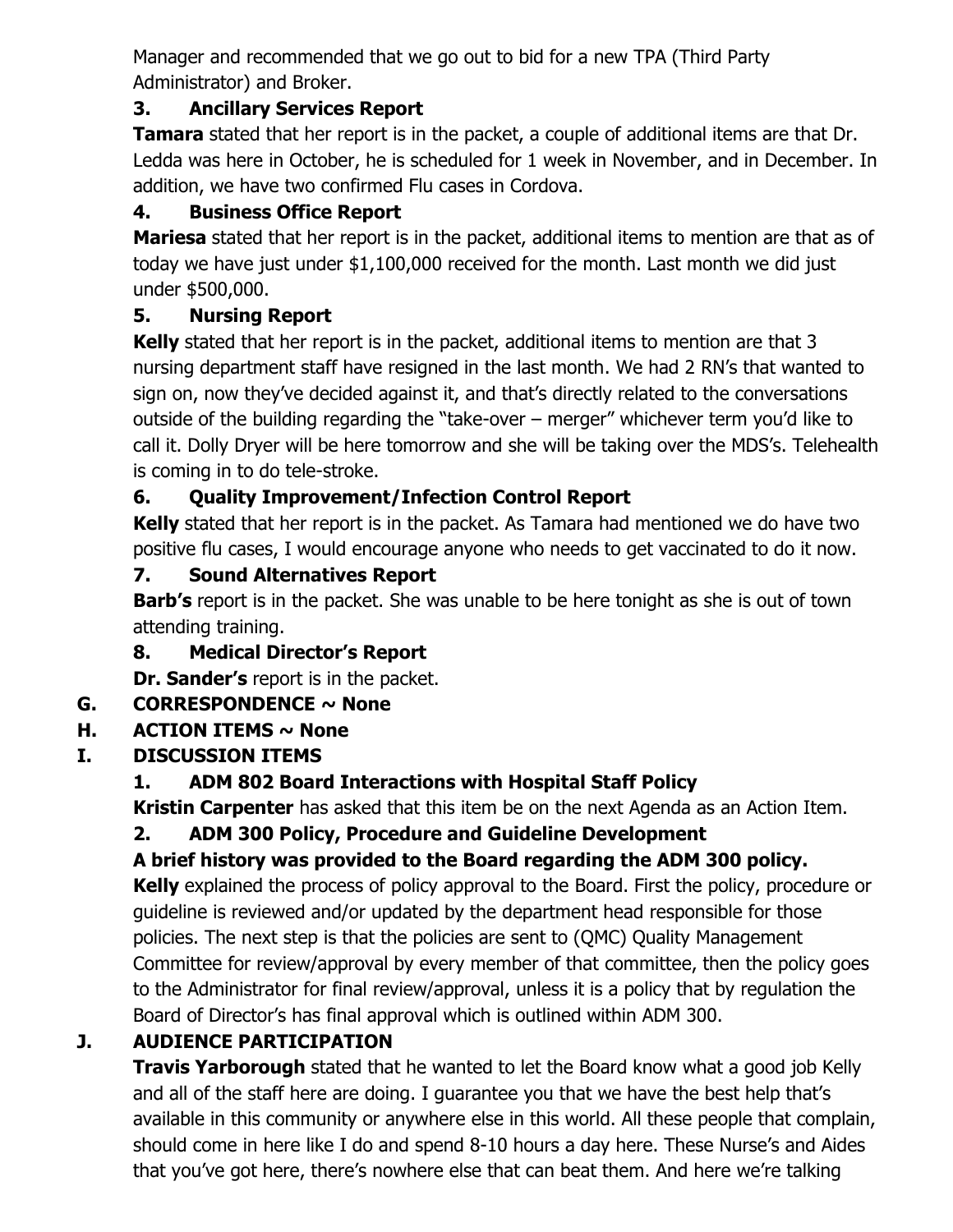Manager and recommended that we go out to bid for a new TPA (Third Party Administrator) and Broker.

### 3. Ancillary Services Report

**Tamara** stated that her report is in the packet, a couple of additional items are that Dr. Ledda was here in October, he is scheduled for 1 week in November, and in December. In addition, we have two confirmed Flu cases in Cordova.

### 4. Business Office Report

**Mariesa** stated that her report is in the packet, additional items to mention are that as of today we have just under $1,100,000 received for the month. Last month we did just under $500,000.

### 5. Nursing Report

**Kelly** stated that her report is in the packet, additional items to mention are that 3 nursing department staff have resigned in the last month. We had 2 RN's that wanted to sign on, now they've decided against it, and that's directly related to the conversations outside of the building regarding the "take-over – merger" whichever term you'd like to call it. Dolly Dryer will be here tomorrow and she will be taking over the MDS's. Telehealth is coming in to do tele-stroke.

### 6. Quality Improvement/Infection Control Report

**Kelly** stated that her report is in the packet. As Tamara had mentioned we do have two positive flu cases, I would encourage anyone who needs to get vaccinated to do it now.

### 7. Sound Alternatives Report

**Barb's** report is in the packet. She was unable to be here tonight as she is out of town attending training.

### 8. Medical Director's Report

**Dr. Sander's** report is in the packet.

## G. CORRESPONDENCE ~ None

## H. ACTION ITEMS ~ None

## I. DISCUSSION ITEMS

### 1. ADM 802 Board Interactions with Hospital Staff Policy

**Kristin Carpenter** has asked that this item be on the next Agenda as an Action Item.

### 2. ADM 300 Policy, Procedure and Guideline Development

**A brief history was provided to the Board regarding the ADM 300 policy.**

**Kelly** explained the process of policy approval to the Board. First the policy, procedure or guideline is reviewed and/or updated by the department head responsible for those policies. The next step is that the policies are sent to (QMC) Quality Management Committee for review/approval by every member of that committee, then the policy goes to the Administrator for final review/approval, unless it is a policy that by regulation the Board of Director's has final approval which is outlined within ADM 300.

## J. AUDIENCE PARTICIPATION

**Travis Yarborough** stated that he wanted to let the Board know what a good job Kelly and all of the staff here are doing. I guarantee you that we have the best help that's available in this community or anywhere else in this world. All these people that complain, should come in here like I do and spend 8-10 hours a day here. These Nurse's and Aides that you've got here, there's nowhere else that can beat them. And here we're talking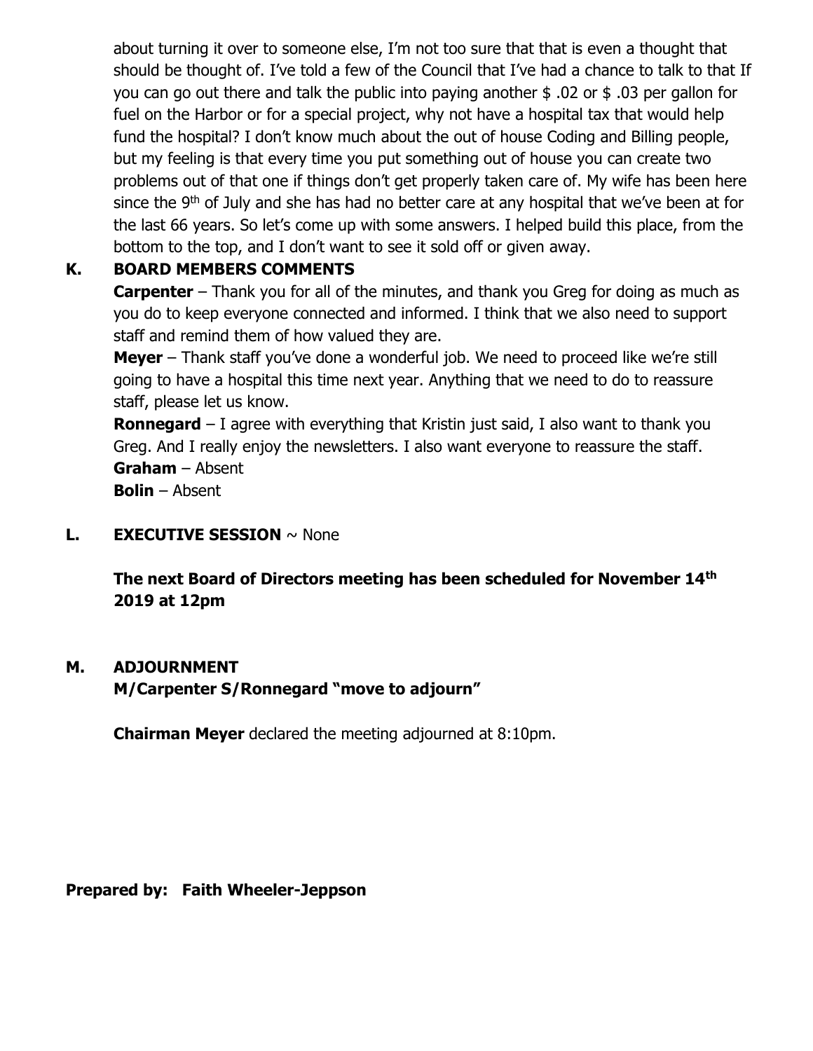about turning it over to someone else, I'm not too sure that that is even a thought that should be thought of. I've told a few of the Council that I've had a chance to talk to that If you can go out there and talk the public into paying another $ .02 or $ .03 per gallon for fuel on the Harbor or for a special project, why not have a hospital tax that would help fund the hospital? I don't know much about the out of house Coding and Billing people, but my feeling is that every time you put something out of house you can create two problems out of that one if things don't get properly taken care of. My wife has been here since the 9th of July and she has had no better care at any hospital that we've been at for the last 66 years. So let's come up with some answers. I helped build this place, from the bottom to the top, and I don't want to see it sold off or given away.

**K. BOARD MEMBERS COMMENTS**

**Carpenter** – Thank you for all of the minutes, and thank you Greg for doing as much as you do to keep everyone connected and informed. I think that we also need to support staff and remind them of how valued they are.

**Meyer** – Thank staff you've done a wonderful job. We need to proceed like we're still going to have a hospital this time next year. Anything that we need to do to reassure staff, please let us know.

**Ronnegard** – I agree with everything that Kristin just said, I also want to thank you Greg. And I really enjoy the newsletters. I also want everyone to reassure the staff.

**Graham** – Absent

**Bolin** – Absent

**L. EXECUTIVE SESSION** ~ None

**The next Board of Directors meeting has been scheduled for November 14th 2019 at 12pm**

**M. ADJOURNMENT**

**M/Carpenter S/Ronnegard "move to adjourn"**

**Chairman Meyer** declared the meeting adjourned at 8:10pm.

**Prepared by: Faith Wheeler-Jeppson**